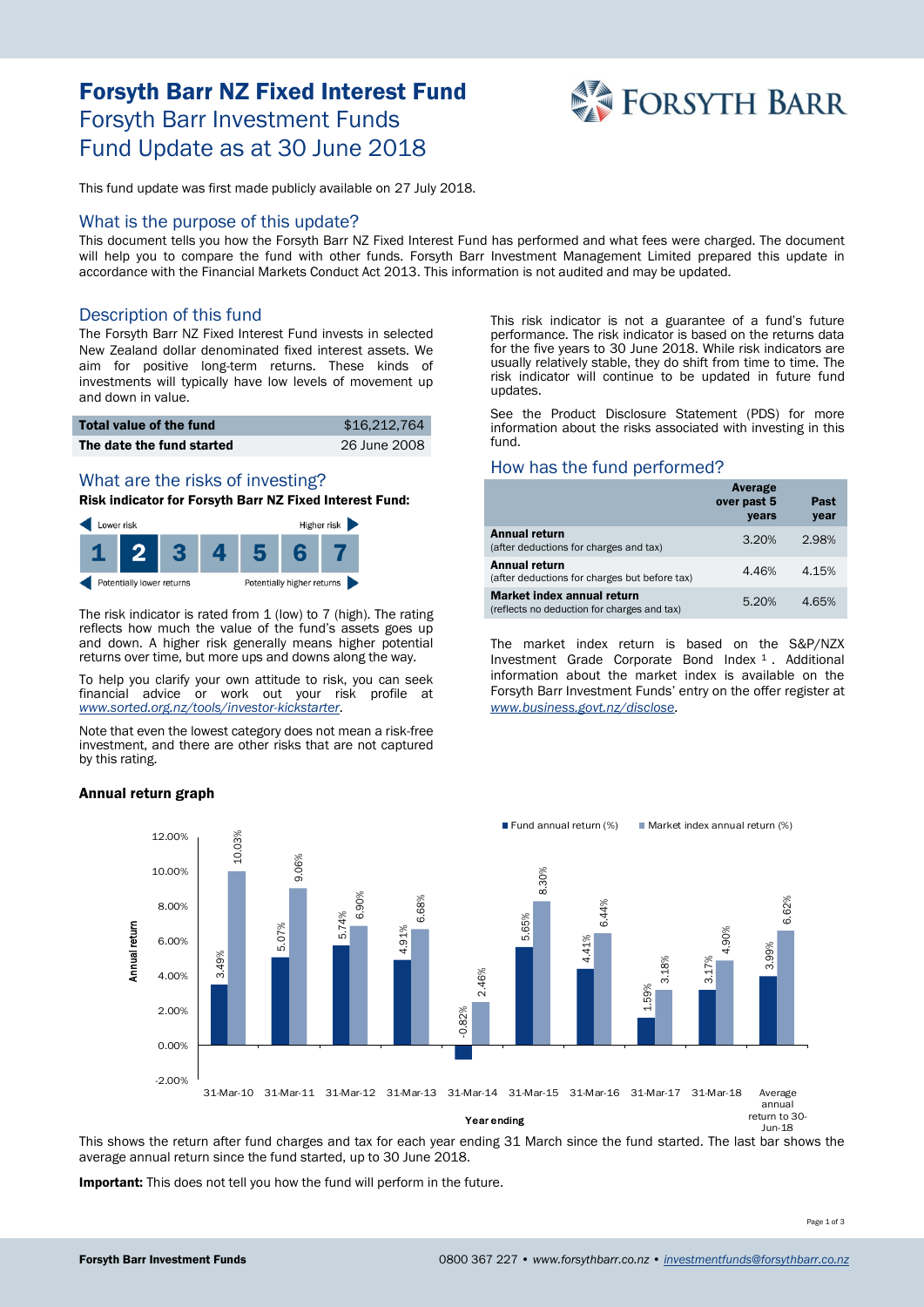# Forsyth Barr NZ Fixed Interest Fund

## Forsyth Barr Investment Funds
## Fund Update as at 30 June 2018

This fund update was first made publicly available on 27 July 2018.

## What is the purpose of this update?

This document tells you how the Forsyth Barr NZ Fixed Interest Fund has performed and what fees were charged. The document will help you to compare the fund with other funds. Forsyth Barr Investment Management Limited prepared this update in accordance with the Financial Markets Conduct Act 2013. This information is not audited and may be updated.

## Description of this fund

The Forsyth Barr NZ Fixed Interest Fund invests in selected New Zealand dollar denominated fixed interest assets. We aim for positive long-term returns. These kinds of investments will typically have low levels of movement up and down in value.

| | |
|---|---|
| **Total value of the fund** | $16,212,764 |
| **The date the fund started** | 26 June 2008 |

## What are the risks of investing?

**Risk indicator for Forsyth Barr NZ Fixed Interest Fund:**

Lower risk — Higher risk

1 **[2]** 3 4 5 6 7

Potentially lower returns — Potentially higher returns

The risk indicator is rated from 1 (low) to 7 (high). The rating reflects how much the value of the fund's assets goes up and down. A higher risk generally means higher potential returns over time, but more ups and downs along the way.

To help you clarify your own attitude to risk, you can seek financial advice or work out your risk profile at *www.sorted.org.nz/tools/investor-kickstarter*.

Note that even the lowest category does not mean a risk-free investment, and there are other risks that are not captured by this rating.

This risk indicator is not a guarantee of a fund's future performance. The risk indicator is based on the returns data for the five years to 30 June 2018. While risk indicators are usually relatively stable, they do shift from time to time. The risk indicator will continue to be updated in future fund updates.

See the Product Disclosure Statement (PDS) for more information about the risks associated with investing in this fund.

## How has the fund performed?

| | Average over past 5 years | Past year |
|---|---|---|
| **Annual return** (after deductions for charges and tax) | 3.20% | 2.98% |
| **Annual return** (after deductions for charges but before tax) | 4.46% | 4.15% |
| **Market index annual return** (reflects no deduction for charges and tax) | 5.20% | 4.65% |

The market index return is based on the S&P/NZX Investment Grade Corporate Bond Index [1]. Additional information about the market index is available on the Forsyth Barr Investment Funds' entry on the offer register at *www.business.govt.nz/disclose*.

### Annual return graph

| Year ending | Fund annual return (%) | Market index annual return (%) |
|---|---|---|
| 31-Mar-10 | 3.49% | 10.03% |
| 31-Mar-11 | 5.07% | 9.06% |
| 31-Mar-12 | 5.74% | 6.90% |
| 31-Mar-13 | 4.91% | 6.68% |
| 31-Mar-14 | -0.82% | 2.46% |
| 31-Mar-15 | 5.65% | 8.30% |
| 31-Mar-16 | 4.41% | 6.44% |
| 31-Mar-17 | 1.59% | 3.18% |
| 31-Mar-18 | 3.17% | 4.90% |
| Average annual return to 30-Jun-18 | 3.99% | 6.62% |

This shows the return after fund charges and tax for each year ending 31 March since the fund started. The last bar shows the average annual return since the fund started, up to 30 June 2018.

**Important:** This does not tell you how the fund will perform in the future.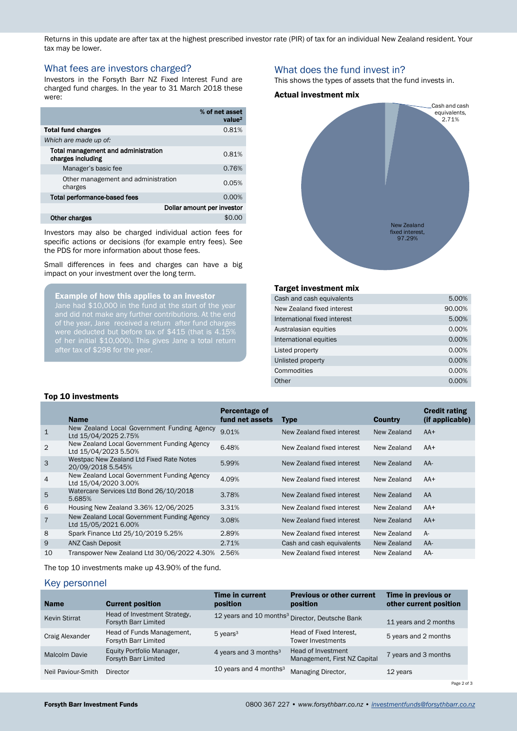Returns in this update are after tax at the highest prescribed investor rate (PIR) of tax for an individual New Zealand resident. Your tax may be lower.

## What fees are investors charged?

Investors in the Forsyth Barr NZ Fixed Interest Fund are charged fund charges. In the year to 31 March 2018 these were:

| | % of net asset value[2] |
|---|---|
| **Total fund charges** | 0.81% |
| *Which are made up of:* | |
| **Total management and administration charges including** | 0.81% |
| Manager's basic fee | 0.76% |
| Other management and administration charges | 0.05% |
| **Total performance-based fees** | 0.00% |
| | **Dollar amount per investor** |
| **Other charges** | $0.00 |

Investors may also be charged individual action fees for specific actions or decisions (for example entry fees). See the PDS for more information about those fees.

Small differences in fees and charges can have a big impact on your investment over the long term.

**Example of how this applies to an investor**

Jane had $10,000 in the fund at the start of the year and did not make any further contributions. At the end of the year, Jane received a return after fund charges were deducted but before tax of $415 (that is 4.15% of her initial $10,000). This gives Jane a total return after tax of $298 for the year.

## What does the fund invest in?

This shows the types of assets that the fund invests in.

### Actual investment mix

Cash and cash equivalents, 2.71%

New Zealand fixed interest, 97.29%

### Target investment mix

| | |
|---|---|
| Cash and cash equivalents | 5.00% |
| New Zealand fixed interest | 90.00% |
| International fixed interest | 5.00% |
| Australasian equities | 0.00% |
| International equities | 0.00% |
| Listed property | 0.00% |
| Unlisted property | 0.00% |
| Commodities | 0.00% |
| Other | 0.00% |

### Top 10 investments

| | Name | Percentage of fund net assets | Type | Country | Credit rating (if applicable) |
|---|---|---|---|---|---|
| 1 | New Zealand Local Government Funding Agency Ltd 15/04/2025 2.75% | 9.01% | New Zealand fixed interest | New Zealand | AA+ |
| 2 | New Zealand Local Government Funding Agency Ltd 15/04/2023 5.50% | 6.48% | New Zealand fixed interest | New Zealand | AA+ |
| 3 | Westpac New Zealand Ltd Fixed Rate Notes 20/09/2018 5.545% | 5.99% | New Zealand fixed interest | New Zealand | AA- |
| 4 | New Zealand Local Government Funding Agency Ltd 15/04/2020 3.00% | 4.09% | New Zealand fixed interest | New Zealand | AA+ |
| 5 | Watercare Services Ltd Bond 26/10/2018 5.685% | 3.78% | New Zealand fixed interest | New Zealand | AA |
| 6 | Housing New Zealand 3.36% 12/06/2025 | 3.31% | New Zealand fixed interest | New Zealand | AA+ |
| 7 | New Zealand Local Government Funding Agency Ltd 15/05/2021 6.00% | 3.08% | New Zealand fixed interest | New Zealand | AA+ |
| 8 | Spark Finance Ltd 25/10/2019 5.25% | 2.89% | New Zealand fixed interest | New Zealand | A- |
| 9 | ANZ Cash Deposit | 2.71% | Cash and cash equivalents | New Zealand | AA- |
| 10 | Transpower New Zealand Ltd 30/06/2022 4.30% | 2.56% | New Zealand fixed interest | New Zealand | AA- |

The top 10 investments make up 43.90% of the fund.

## Key personnel

| Name | Current position | Time in current position | Previous or other current position | Time in previous or other current position |
|---|---|---|---|---|
| Kevin Stirrat | Head of Investment Strategy, Forsyth Barr Limited | 12 years and 10 months[3] | Director, Deutsche Bank | 11 years and 2 months |
| Craig Alexander | Head of Funds Management, Forsyth Barr Limited | 5 years[3] | Head of Fixed Interest, Tower Investments | 5 years and 2 months |
| Malcolm Davie | Equity Portfolio Manager, Forsyth Barr Limited | 4 years and 3 months[3] | Head of Investment Management, First NZ Capital | 7 years and 3 months |
| Neil Paviour-Smith | Director | 10 years and 4 months[3] | Managing Director, | 12 years |

**Forsyth Barr Investment Funds** 0800 367 227 • *www.forsythbarr.co.nz* • *investmentfunds@forsythbarr.co.nz*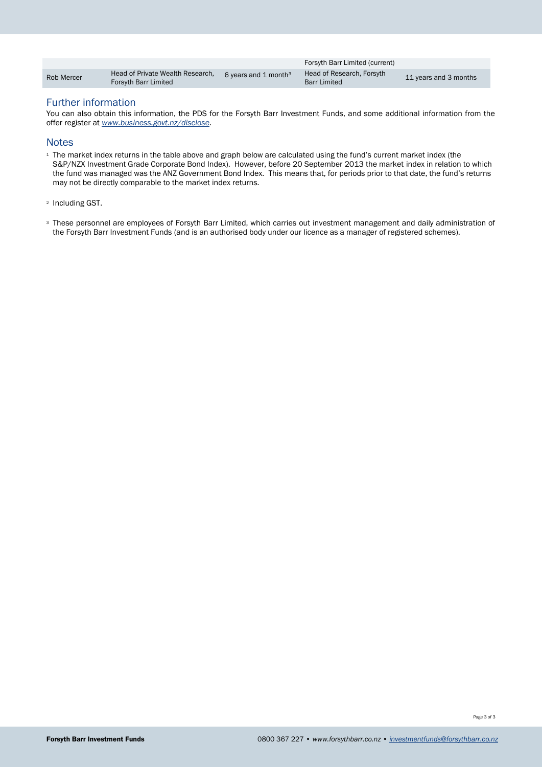| | | | | |
|---|---|---|---|---|
| | | | Forsyth Barr Limited (current) | |
| Rob Mercer | Head of Private Wealth Research, Forsyth Barr Limited | 6 years and 1 month[3] | Head of Research, Forsyth Barr Limited | 11 years and 3 months |

## Further information

You can also obtain this information, the PDS for the Forsyth Barr Investment Funds, and some additional information from the offer register at *www.business.govt.nz/disclose.*

## Notes

[1] The market index returns in the table above and graph below are calculated using the fund's current market index (the S&P/NZX Investment Grade Corporate Bond Index). However, before 20 September 2013 the market index in relation to which the fund was managed was the ANZ Government Bond Index. This means that, for periods prior to that date, the fund's returns may not be directly comparable to the market index returns.

[2] Including GST.

[3] These personnel are employees of Forsyth Barr Limited, which carries out investment management and daily administration of the Forsyth Barr Investment Funds (and is an authorised body under our licence as a manager of registered schemes).